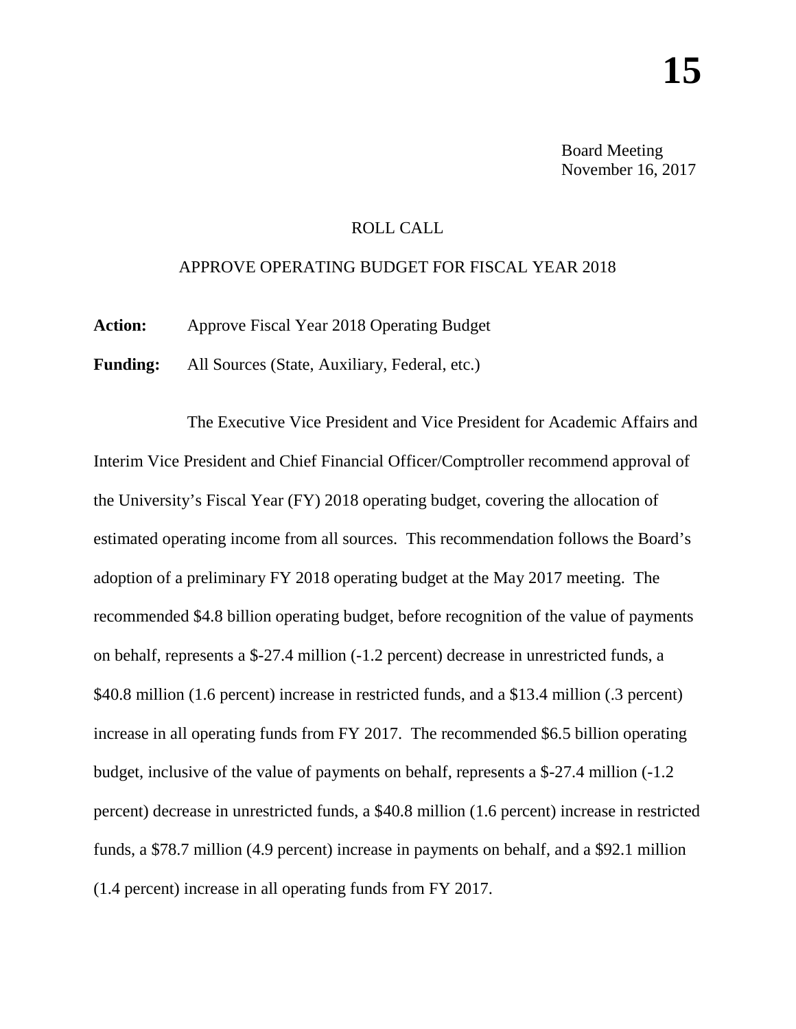# 15

Board Meeting
November 16, 2017

ROLL CALL

APPROVE OPERATING BUDGET FOR FISCAL YEAR 2018

**Action:** Approve Fiscal Year 2018 Operating Budget

**Funding:** All Sources (State, Auxiliary, Federal, etc.)

The Executive Vice President and Vice President for Academic Affairs and Interim Vice President and Chief Financial Officer/Comptroller recommend approval of the University's Fiscal Year (FY) 2018 operating budget, covering the allocation of estimated operating income from all sources. This recommendation follows the Board's adoption of a preliminary FY 2018 operating budget at the May 2017 meeting. The recommended $4.8 billion operating budget, before recognition of the value of payments on behalf, represents a $-27.4 million (-1.2 percent) decrease in unrestricted funds, a $40.8 million (1.6 percent) increase in restricted funds, and a $13.4 million (.3 percent) increase in all operating funds from FY 2017. The recommended $6.5 billion operating budget, inclusive of the value of payments on behalf, represents a $-27.4 million (-1.2 percent) decrease in unrestricted funds, a $40.8 million (1.6 percent) increase in restricted funds, a $78.7 million (4.9 percent) increase in payments on behalf, and a $92.1 million (1.4 percent) increase in all operating funds from FY 2017.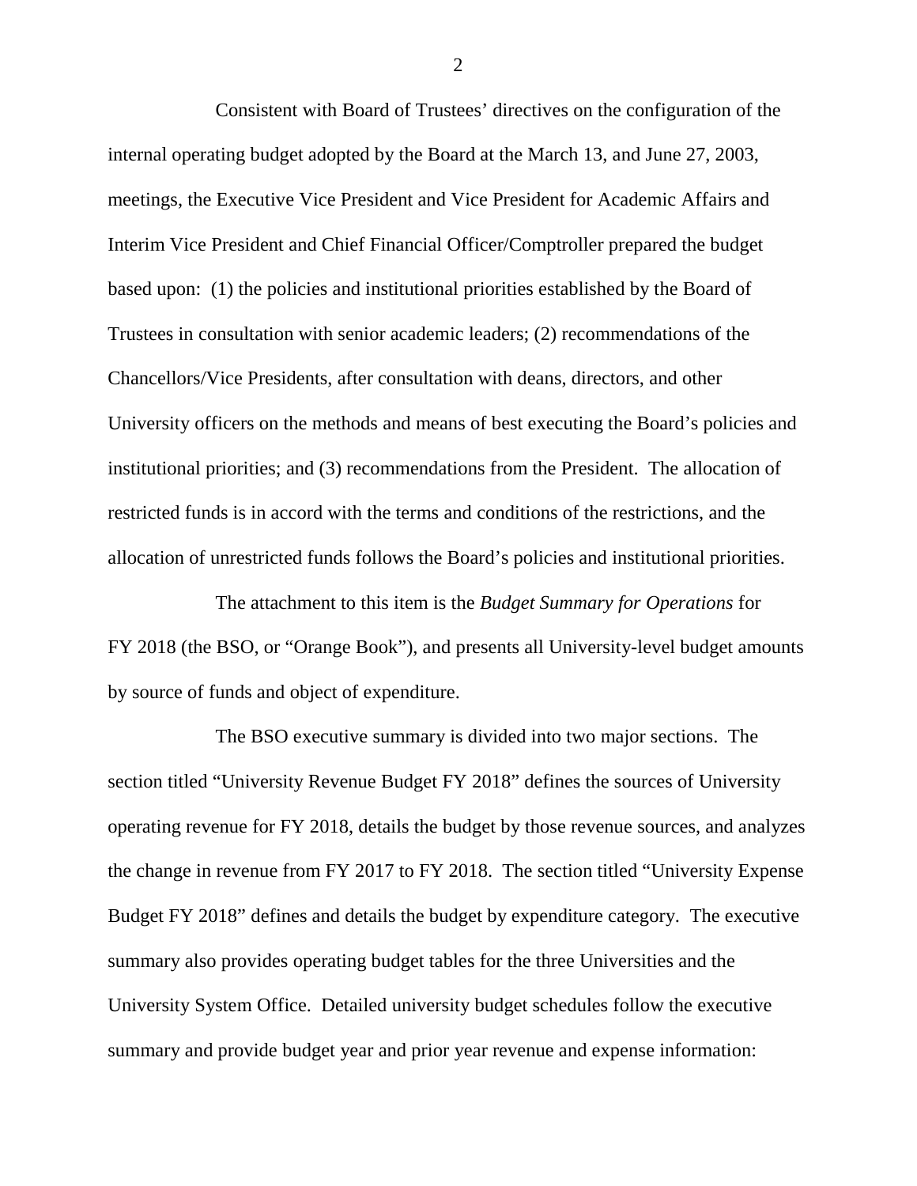Consistent with Board of Trustees' directives on the configuration of the internal operating budget adopted by the Board at the March 13, and June 27, 2003, meetings, the Executive Vice President and Vice President for Academic Affairs and Interim Vice President and Chief Financial Officer/Comptroller prepared the budget based upon: (1) the policies and institutional priorities established by the Board of Trustees in consultation with senior academic leaders; (2) recommendations of the Chancellors/Vice Presidents, after consultation with deans, directors, and other University officers on the methods and means of best executing the Board's policies and institutional priorities; and (3) recommendations from the President. The allocation of restricted funds is in accord with the terms and conditions of the restrictions, and the allocation of unrestricted funds follows the Board's policies and institutional priorities.

The attachment to this item is the *Budget Summary for Operations* for FY 2018 (the BSO, or "Orange Book"), and presents all University-level budget amounts by source of funds and object of expenditure.

The BSO executive summary is divided into two major sections. The section titled "University Revenue Budget FY 2018" defines the sources of University operating revenue for FY 2018, details the budget by those revenue sources, and analyzes the change in revenue from FY 2017 to FY 2018. The section titled "University Expense Budget FY 2018" defines and details the budget by expenditure category. The executive summary also provides operating budget tables for the three Universities and the University System Office. Detailed university budget schedules follow the executive summary and provide budget year and prior year revenue and expense information: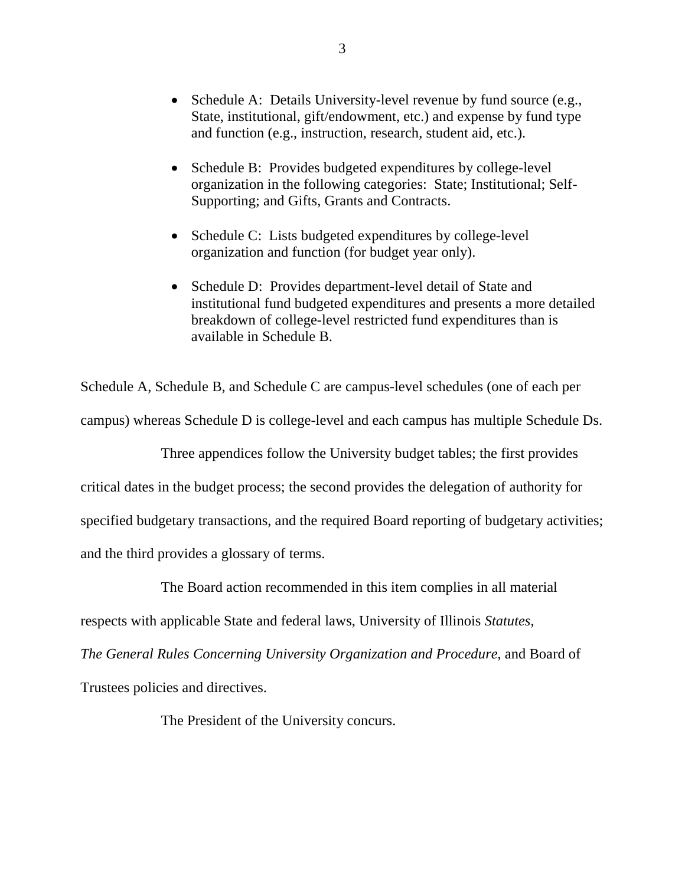- Schedule A: Details University-level revenue by fund source (e.g., State, institutional, gift/endowment, etc.) and expense by fund type and function (e.g., instruction, research, student aid, etc.).

- Schedule B: Provides budgeted expenditures by college-level organization in the following categories: State; Institutional; Self-Supporting; and Gifts, Grants and Contracts.

- Schedule C: Lists budgeted expenditures by college-level organization and function (for budget year only).

- Schedule D: Provides department-level detail of State and institutional fund budgeted expenditures and presents a more detailed breakdown of college-level restricted fund expenditures than is available in Schedule B.

Schedule A, Schedule B, and Schedule C are campus-level schedules (one of each per campus) whereas Schedule D is college-level and each campus has multiple Schedule Ds.

Three appendices follow the University budget tables; the first provides critical dates in the budget process; the second provides the delegation of authority for specified budgetary transactions, and the required Board reporting of budgetary activities; and the third provides a glossary of terms.

The Board action recommended in this item complies in all material respects with applicable State and federal laws, University of Illinois *Statutes*, *The General Rules Concerning University Organization and Procedure*, and Board of Trustees policies and directives.

The President of the University concurs.